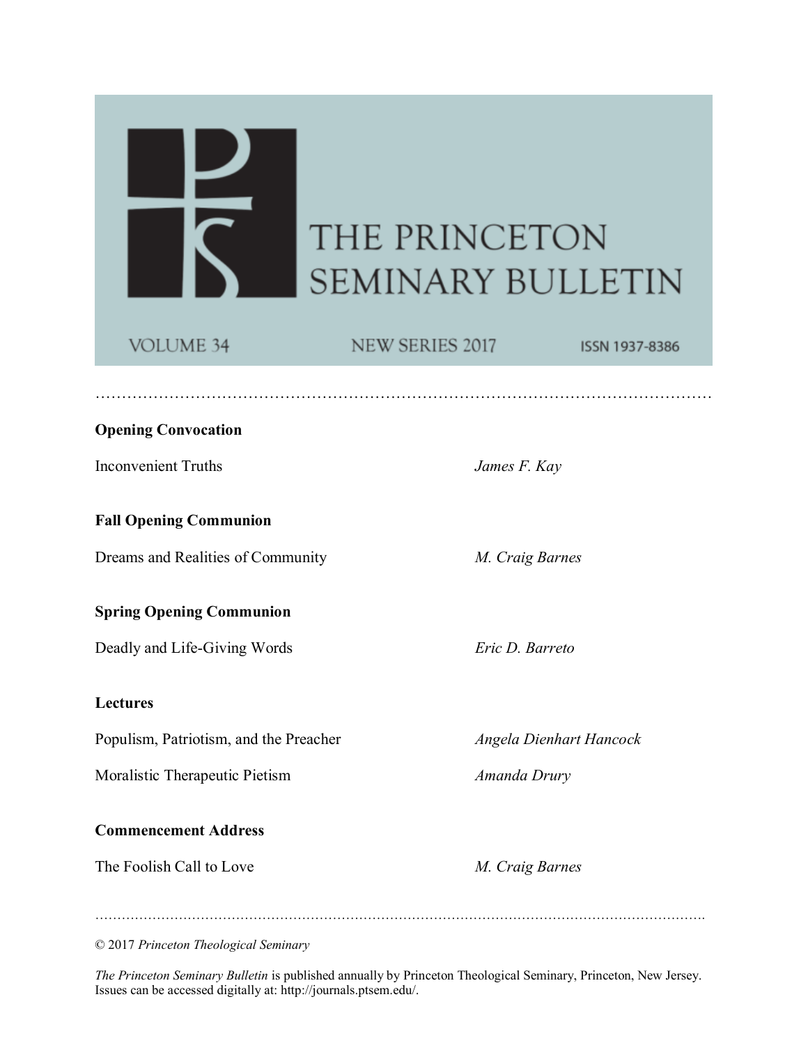# THE PRINCETON SEMINARY BULLETIN

VOLUME 34 NEW SERIES 2017 ISSN 1937-8386

**Opening Convocation**

Inconvenient Truths *James F. Kay*

**Fall Opening Communion**

Dreams and Realities of Community *M. Craig Barnes*

**Spring Opening Communion**

Deadly and Life-Giving Words *Eric D. Barreto*

**Lectures**

Populism, Patriotism, and the Preacher *Angela Dienhart Hancock*

Moralistic Therapeutic Pietism *Amanda Drury*

**Commencement Address**

The Foolish Call to Love *M. Craig Barnes*

© 2017 *Princeton Theological Seminary*

*The Princeton Seminary Bulletin* is published annually by Princeton Theological Seminary, Princeton, New Jersey. Issues can be accessed digitally at: http://journals.ptsem.edu/.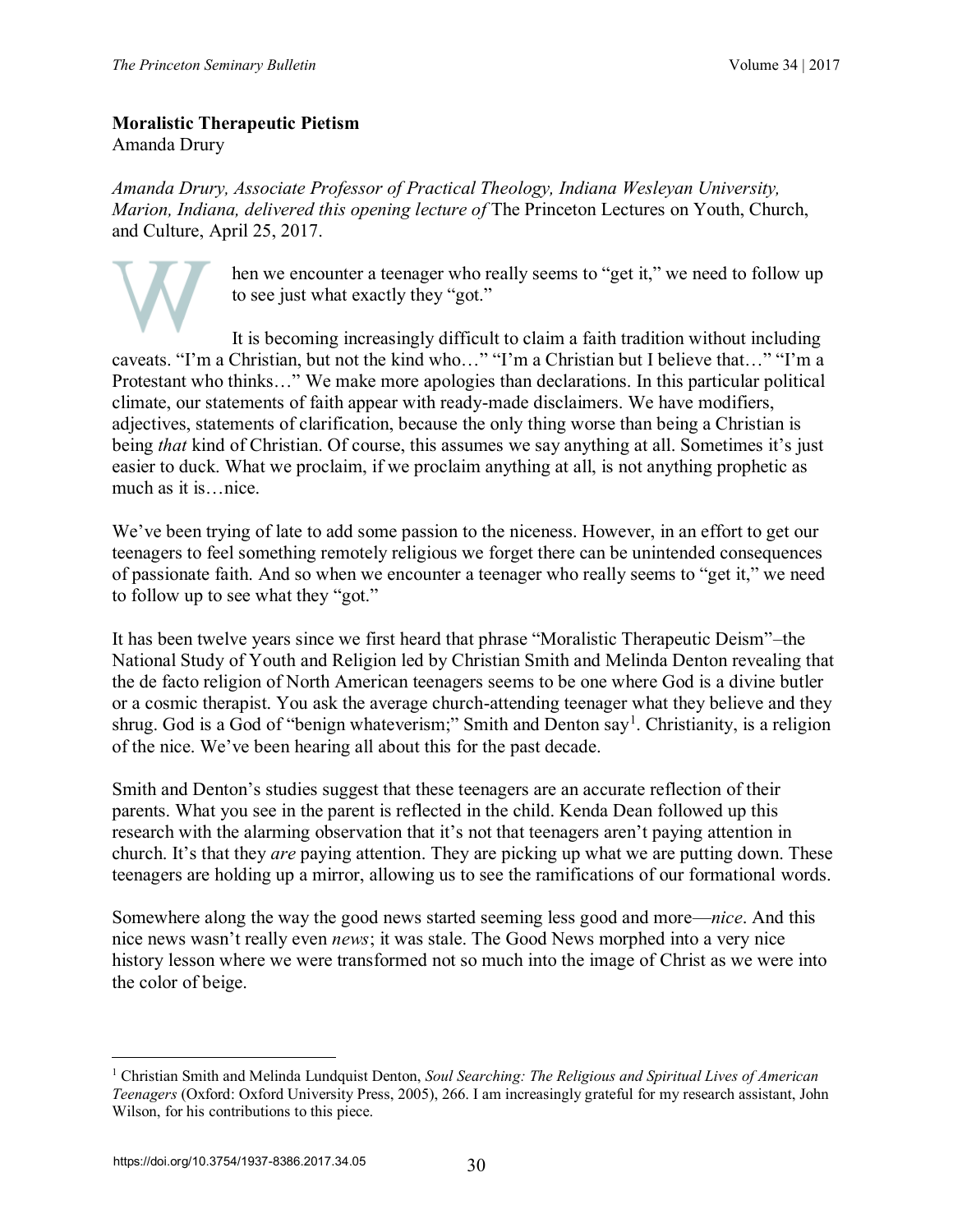**Moralistic Therapeutic Pietism**
Amanda Drury

*Amanda Drury, Associate Professor of Practical Theology, Indiana Wesleyan University, Marion, Indiana, delivered this opening lecture of* The Princeton Lectures on Youth, Church, and Culture, April 25, 2017.

When we encounter a teenager who really seems to "get it," we need to follow up to see just what exactly they "got."

It is becoming increasingly difficult to claim a faith tradition without including caveats. "I'm a Christian, but not the kind who…" "I'm a Christian but I believe that…" "I'm a Protestant who thinks…" We make more apologies than declarations. In this particular political climate, our statements of faith appear with ready-made disclaimers. We have modifiers, adjectives, statements of clarification, because the only thing worse than being a Christian is being *that* kind of Christian. Of course, this assumes we say anything at all. Sometimes it's just easier to duck. What we proclaim, if we proclaim anything at all, is not anything prophetic as much as it is…nice.

We've been trying of late to add some passion to the niceness. However, in an effort to get our teenagers to feel something remotely religious we forget there can be unintended consequences of passionate faith. And so when we encounter a teenager who really seems to "get it," we need to follow up to see what they "got."

It has been twelve years since we first heard that phrase "Moralistic Therapeutic Deism"–the National Study of Youth and Religion led by Christian Smith and Melinda Denton revealing that the de facto religion of North American teenagers seems to be one where God is a divine butler or a cosmic therapist. You ask the average church-attending teenager what they believe and they shrug. God is a God of "benign whateverism;" Smith and Denton say[1]. Christianity, is a religion of the nice. We've been hearing all about this for the past decade.

Smith and Denton's studies suggest that these teenagers are an accurate reflection of their parents. What you see in the parent is reflected in the child. Kenda Dean followed up this research with the alarming observation that it's not that teenagers aren't paying attention in church. It's that they *are* paying attention. They are picking up what we are putting down. These teenagers are holding up a mirror, allowing us to see the ramifications of our formational words.

Somewhere along the way the good news started seeming less good and more—*nice*. And this nice news wasn't really even *news*; it was stale. The Good News morphed into a very nice history lesson where we were transformed not so much into the image of Christ as we were into the color of beige.

---

[1] Christian Smith and Melinda Lundquist Denton, *Soul Searching: The Religious and Spiritual Lives of American Teenagers* (Oxford: Oxford University Press, 2005), 266. I am increasingly grateful for my research assistant, John Wilson, for his contributions to this piece.

https://doi.org/10.3754/1937-8386.2017.34.05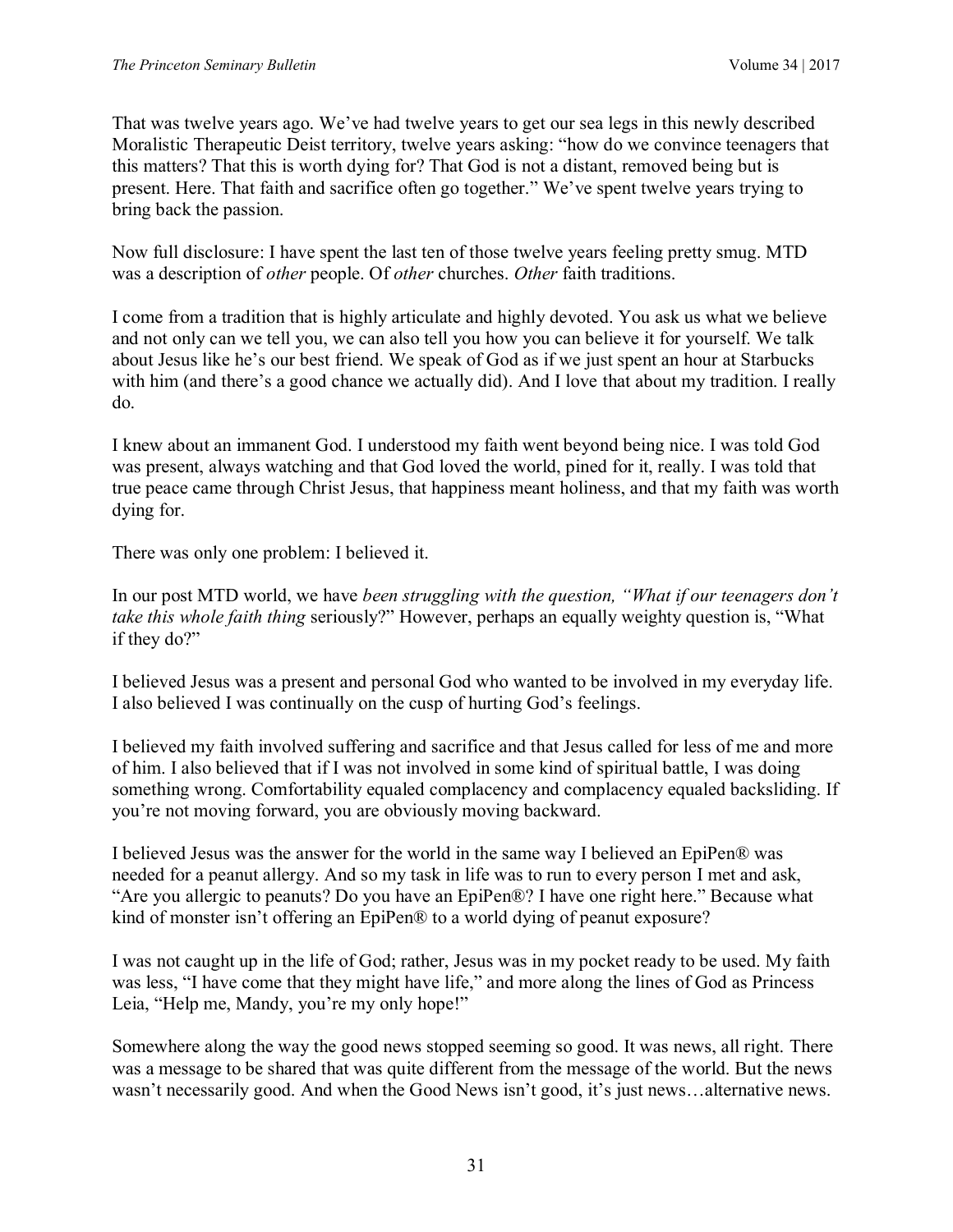That was twelve years ago. We've had twelve years to get our sea legs in this newly described Moralistic Therapeutic Deist territory, twelve years asking: "how do we convince teenagers that this matters? That this is worth dying for? That God is not a distant, removed being but is present. Here. That faith and sacrifice often go together." We've spent twelve years trying to bring back the passion.

Now full disclosure: I have spent the last ten of those twelve years feeling pretty smug. MTD was a description of *other* people. Of *other* churches. *Other* faith traditions.

I come from a tradition that is highly articulate and highly devoted. You ask us what we believe and not only can we tell you, we can also tell you how you can believe it for yourself. We talk about Jesus like he's our best friend. We speak of God as if we just spent an hour at Starbucks with him (and there's a good chance we actually did). And I love that about my tradition. I really do.

I knew about an immanent God. I understood my faith went beyond being nice. I was told God was present, always watching and that God loved the world, pined for it, really. I was told that true peace came through Christ Jesus, that happiness meant holiness, and that my faith was worth dying for.

There was only one problem: I believed it.

In our post MTD world, we have *been struggling with the question, "What if our teenagers don't take this whole faith thing* seriously?" However, perhaps an equally weighty question is, "What if they do?"

I believed Jesus was a present and personal God who wanted to be involved in my everyday life. I also believed I was continually on the cusp of hurting God's feelings.

I believed my faith involved suffering and sacrifice and that Jesus called for less of me and more of him. I also believed that if I was not involved in some kind of spiritual battle, I was doing something wrong. Comfortability equaled complacency and complacency equaled backsliding. If you're not moving forward, you are obviously moving backward.

I believed Jesus was the answer for the world in the same way I believed an EpiPen® was needed for a peanut allergy. And so my task in life was to run to every person I met and ask, "Are you allergic to peanuts? Do you have an EpiPen®? I have one right here." Because what kind of monster isn't offering an EpiPen® to a world dying of peanut exposure?

I was not caught up in the life of God; rather, Jesus was in my pocket ready to be used. My faith was less, "I have come that they might have life," and more along the lines of God as Princess Leia, "Help me, Mandy, you're my only hope!"

Somewhere along the way the good news stopped seeming so good. It was news, all right. There was a message to be shared that was quite different from the message of the world. But the news wasn't necessarily good. And when the Good News isn't good, it's just news…alternative news.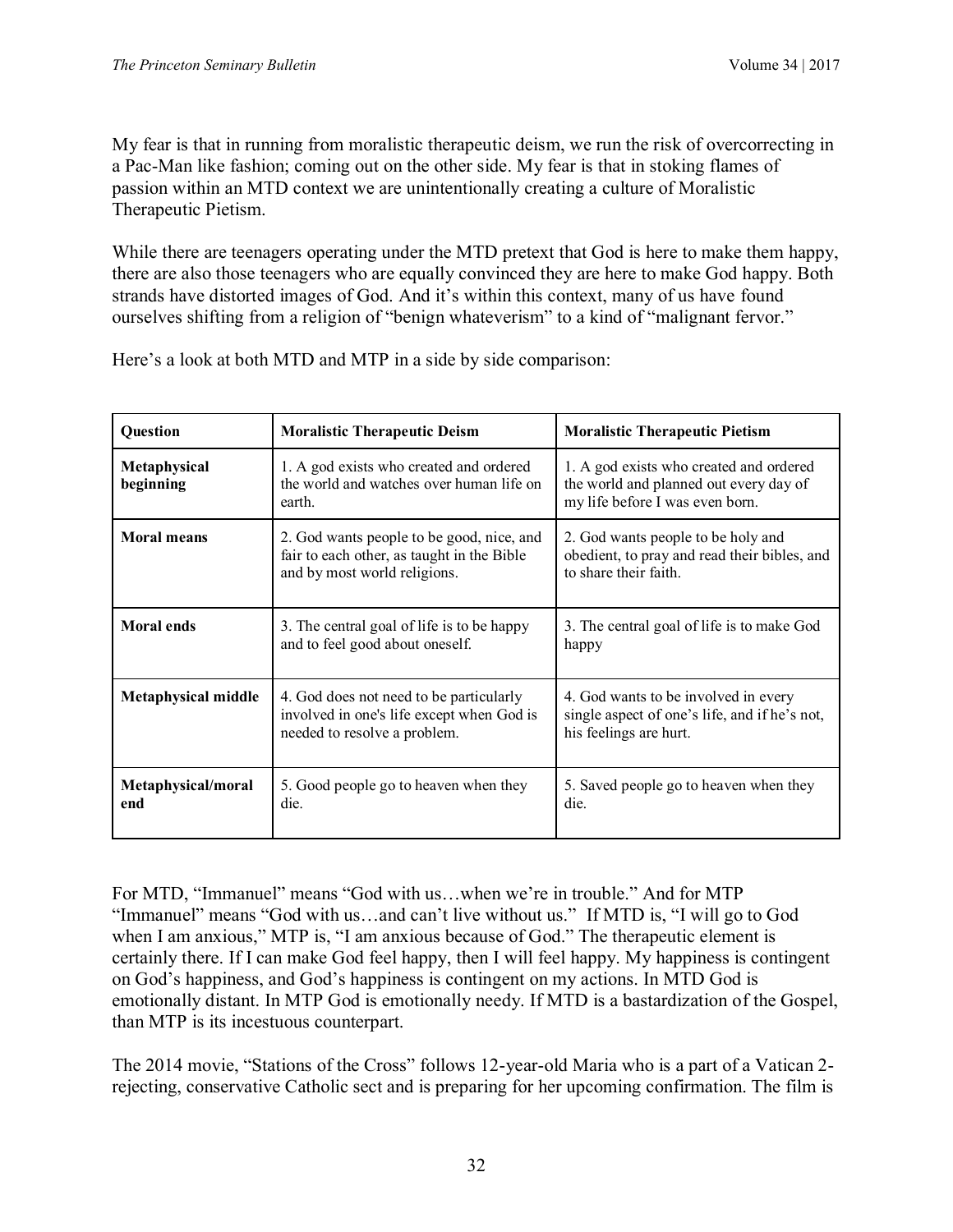My fear is that in running from moralistic therapeutic deism, we run the risk of overcorrecting in a Pac-Man like fashion; coming out on the other side. My fear is that in stoking flames of passion within an MTD context we are unintentionally creating a culture of Moralistic Therapeutic Pietism.

While there are teenagers operating under the MTD pretext that God is here to make them happy, there are also those teenagers who are equally convinced they are here to make God happy. Both strands have distorted images of God. And it's within this context, many of us have found ourselves shifting from a religion of "benign whateverism" to a kind of "malignant fervor."

Here's a look at both MTD and MTP in a side by side comparison:

| Question | Moralistic Therapeutic Deism | Moralistic Therapeutic Pietism |
|---|---|---|
| **Metaphysical beginning** | 1. A god exists who created and ordered the world and watches over human life on earth. | 1. A god exists who created and ordered the world and planned out every day of my life before I was even born. |
| **Moral means** | 2. God wants people to be good, nice, and fair to each other, as taught in the Bible and by most world religions. | 2. God wants people to be holy and obedient, to pray and read their bibles, and to share their faith. |
| **Moral ends** | 3. The central goal of life is to be happy and to feel good about oneself. | 3. The central goal of life is to make God happy |
| **Metaphysical middle** | 4. God does not need to be particularly involved in one's life except when God is needed to resolve a problem. | 4. God wants to be involved in every single aspect of one's life, and if he's not, his feelings are hurt. |
| **Metaphysical/moral end** | 5. Good people go to heaven when they die. | 5. Saved people go to heaven when they die. |

For MTD, "Immanuel" means "God with us…when we're in trouble." And for MTP "Immanuel" means "God with us…and can't live without us." If MTD is, "I will go to God when I am anxious," MTP is, "I am anxious because of God." The therapeutic element is certainly there. If I can make God feel happy, then I will feel happy. My happiness is contingent on God's happiness, and God's happiness is contingent on my actions. In MTD God is emotionally distant. In MTP God is emotionally needy. If MTD is a bastardization of the Gospel, than MTP is its incestuous counterpart.

The 2014 movie, "Stations of the Cross" follows 12-year-old Maria who is a part of a Vatican 2-rejecting, conservative Catholic sect and is preparing for her upcoming confirmation. The film is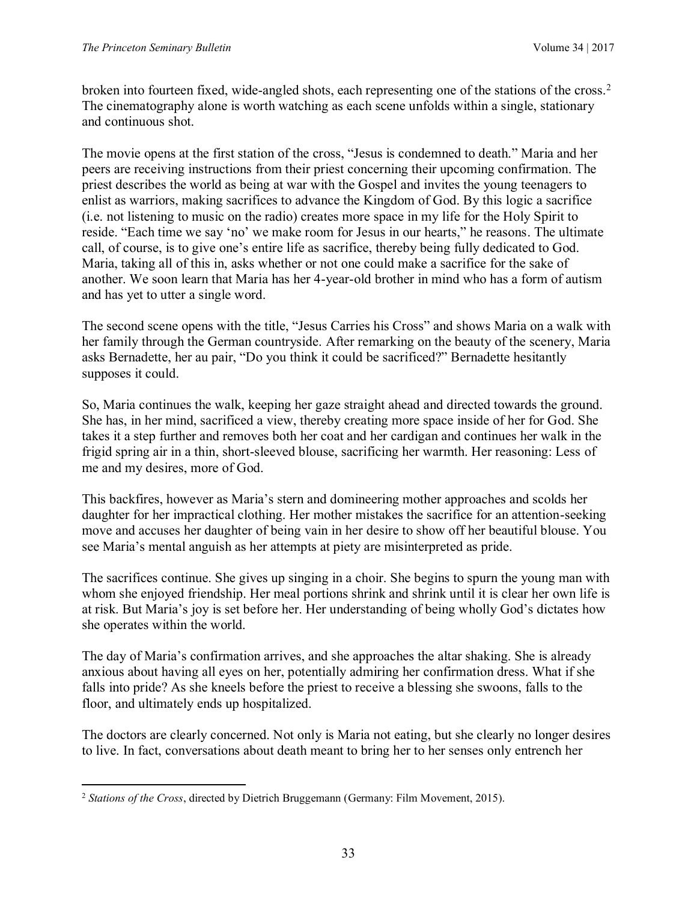broken into fourteen fixed, wide-angled shots, each representing one of the stations of the cross.[2] The cinematography alone is worth watching as each scene unfolds within a single, stationary and continuous shot.

The movie opens at the first station of the cross, "Jesus is condemned to death." Maria and her peers are receiving instructions from their priest concerning their upcoming confirmation. The priest describes the world as being at war with the Gospel and invites the young teenagers to enlist as warriors, making sacrifices to advance the Kingdom of God. By this logic a sacrifice (i.e. not listening to music on the radio) creates more space in my life for the Holy Spirit to reside. "Each time we say 'no' we make room for Jesus in our hearts," he reasons. The ultimate call, of course, is to give one's entire life as sacrifice, thereby being fully dedicated to God. Maria, taking all of this in, asks whether or not one could make a sacrifice for the sake of another. We soon learn that Maria has her 4-year-old brother in mind who has a form of autism and has yet to utter a single word.

The second scene opens with the title, "Jesus Carries his Cross" and shows Maria on a walk with her family through the German countryside. After remarking on the beauty of the scenery, Maria asks Bernadette, her au pair, "Do you think it could be sacrificed?" Bernadette hesitantly supposes it could.

So, Maria continues the walk, keeping her gaze straight ahead and directed towards the ground. She has, in her mind, sacrificed a view, thereby creating more space inside of her for God. She takes it a step further and removes both her coat and her cardigan and continues her walk in the frigid spring air in a thin, short-sleeved blouse, sacrificing her warmth. Her reasoning: Less of me and my desires, more of God.

This backfires, however as Maria's stern and domineering mother approaches and scolds her daughter for her impractical clothing. Her mother mistakes the sacrifice for an attention-seeking move and accuses her daughter of being vain in her desire to show off her beautiful blouse. You see Maria's mental anguish as her attempts at piety are misinterpreted as pride.

The sacrifices continue. She gives up singing in a choir. She begins to spurn the young man with whom she enjoyed friendship. Her meal portions shrink and shrink until it is clear her own life is at risk. But Maria's joy is set before her. Her understanding of being wholly God's dictates how she operates within the world.

The day of Maria's confirmation arrives, and she approaches the altar shaking. She is already anxious about having all eyes on her, potentially admiring her confirmation dress. What if she falls into pride? As she kneels before the priest to receive a blessing she swoons, falls to the floor, and ultimately ends up hospitalized.

The doctors are clearly concerned. Not only is Maria not eating, but she clearly no longer desires to live. In fact, conversations about death meant to bring her to her senses only entrench her

[2] *Stations of the Cross*, directed by Dietrich Bruggemann (Germany: Film Movement, 2015).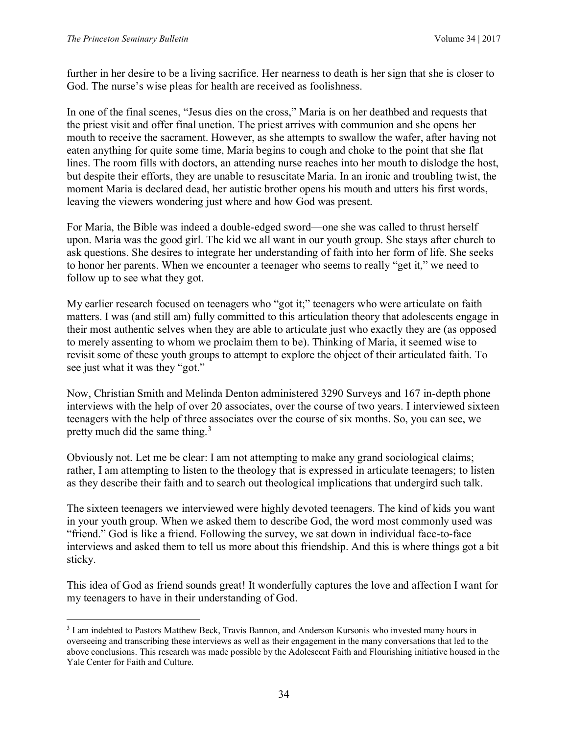further in her desire to be a living sacrifice. Her nearness to death is her sign that she is closer to God. The nurse's wise pleas for health are received as foolishness.

In one of the final scenes, "Jesus dies on the cross," Maria is on her deathbed and requests that the priest visit and offer final unction. The priest arrives with communion and she opens her mouth to receive the sacrament. However, as she attempts to swallow the wafer, after having not eaten anything for quite some time, Maria begins to cough and choke to the point that she flat lines. The room fills with doctors, an attending nurse reaches into her mouth to dislodge the host, but despite their efforts, they are unable to resuscitate Maria. In an ironic and troubling twist, the moment Maria is declared dead, her autistic brother opens his mouth and utters his first words, leaving the viewers wondering just where and how God was present.

For Maria, the Bible was indeed a double-edged sword—one she was called to thrust herself upon. Maria was the good girl. The kid we all want in our youth group. She stays after church to ask questions. She desires to integrate her understanding of faith into her form of life. She seeks to honor her parents. When we encounter a teenager who seems to really "get it," we need to follow up to see what they got.

My earlier research focused on teenagers who "got it;" teenagers who were articulate on faith matters. I was (and still am) fully committed to this articulation theory that adolescents engage in their most authentic selves when they are able to articulate just who exactly they are (as opposed to merely assenting to whom we proclaim them to be). Thinking of Maria, it seemed wise to revisit some of these youth groups to attempt to explore the object of their articulated faith. To see just what it was they "got."

Now, Christian Smith and Melinda Denton administered 3290 Surveys and 167 in-depth phone interviews with the help of over 20 associates, over the course of two years. I interviewed sixteen teenagers with the help of three associates over the course of six months. So, you can see, we pretty much did the same thing.[3]

Obviously not. Let me be clear: I am not attempting to make any grand sociological claims; rather, I am attempting to listen to the theology that is expressed in articulate teenagers; to listen as they describe their faith and to search out theological implications that undergird such talk.

The sixteen teenagers we interviewed were highly devoted teenagers. The kind of kids you want in your youth group. When we asked them to describe God, the word most commonly used was "friend." God is like a friend. Following the survey, we sat down in individual face-to-face interviews and asked them to tell us more about this friendship. And this is where things got a bit sticky.

This idea of God as friend sounds great! It wonderfully captures the love and affection I want for my teenagers to have in their understanding of God.

---

[3] I am indebted to Pastors Matthew Beck, Travis Bannon, and Anderson Kursonis who invested many hours in overseeing and transcribing these interviews as well as their engagement in the many conversations that led to the above conclusions. This research was made possible by the Adolescent Faith and Flourishing initiative housed in the Yale Center for Faith and Culture.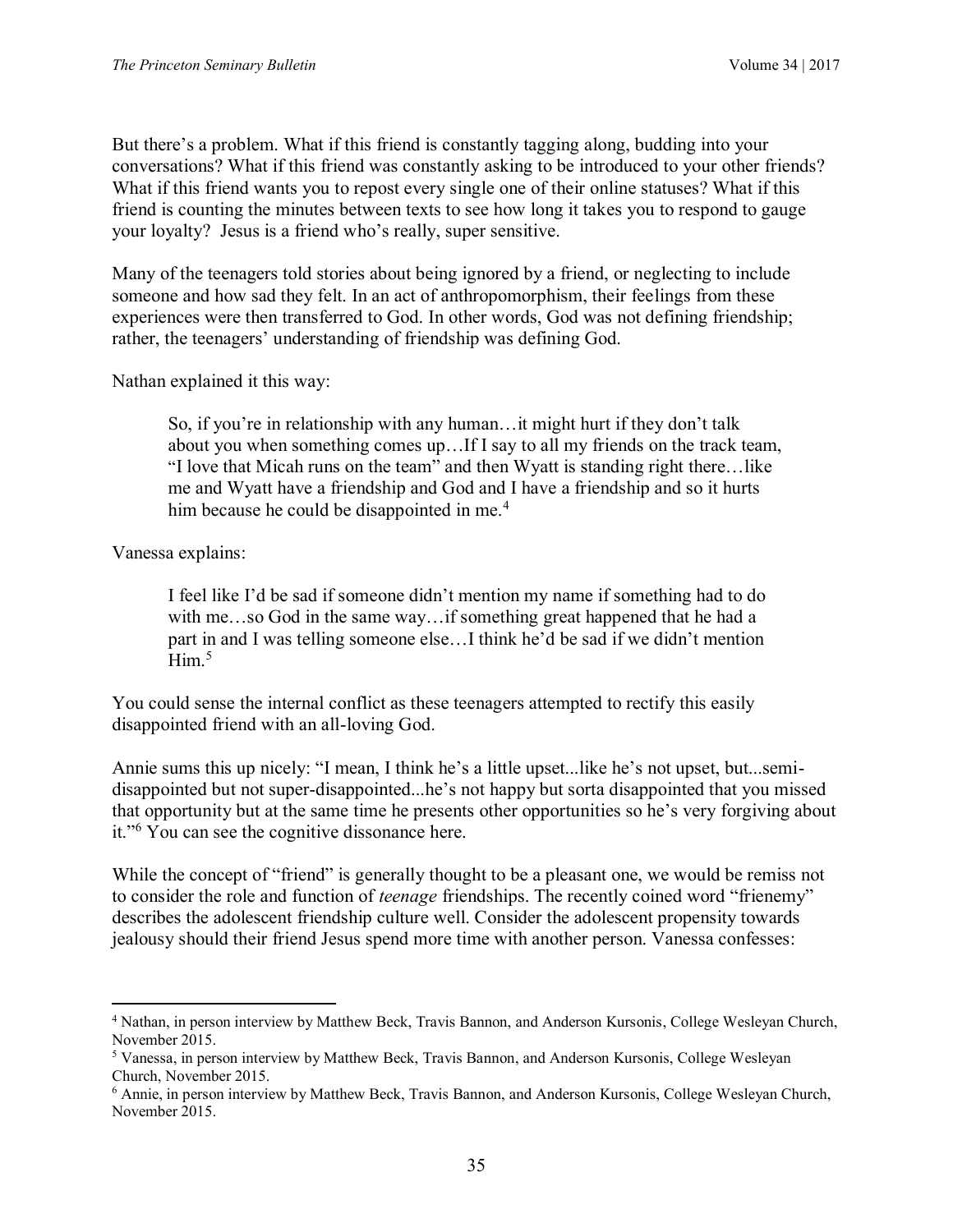But there's a problem. What if this friend is constantly tagging along, budding into your conversations? What if this friend was constantly asking to be introduced to your other friends? What if this friend wants you to repost every single one of their online statuses? What if this friend is counting the minutes between texts to see how long it takes you to respond to gauge your loyalty? Jesus is a friend who's really, super sensitive.

Many of the teenagers told stories about being ignored by a friend, or neglecting to include someone and how sad they felt. In an act of anthropomorphism, their feelings from these experiences were then transferred to God. In other words, God was not defining friendship; rather, the teenagers' understanding of friendship was defining God.

Nathan explained it this way:

> So, if you're in relationship with any human…it might hurt if they don't talk about you when something comes up…If I say to all my friends on the track team, "I love that Micah runs on the team" and then Wyatt is standing right there…like me and Wyatt have a friendship and God and I have a friendship and so it hurts him because he could be disappointed in me.[4]

Vanessa explains:

> I feel like I'd be sad if someone didn't mention my name if something had to do with me…so God in the same way…if something great happened that he had a part in and I was telling someone else…I think he'd be sad if we didn't mention Him.[5]

You could sense the internal conflict as these teenagers attempted to rectify this easily disappointed friend with an all-loving God.

Annie sums this up nicely: "I mean, I think he's a little upset...like he's not upset, but...semi-disappointed but not super-disappointed...he's not happy but sorta disappointed that you missed that opportunity but at the same time he presents other opportunities so he's very forgiving about it."[6] You can see the cognitive dissonance here.

While the concept of "friend" is generally thought to be a pleasant one, we would be remiss not to consider the role and function of *teenage* friendships. The recently coined word "frienemy" describes the adolescent friendship culture well. Consider the adolescent propensity towards jealousy should their friend Jesus spend more time with another person. Vanessa confesses:

---

[4] Nathan, in person interview by Matthew Beck, Travis Bannon, and Anderson Kursonis, College Wesleyan Church, November 2015.

[5] Vanessa, in person interview by Matthew Beck, Travis Bannon, and Anderson Kursonis, College Wesleyan Church, November 2015.

[6] Annie, in person interview by Matthew Beck, Travis Bannon, and Anderson Kursonis, College Wesleyan Church, November 2015.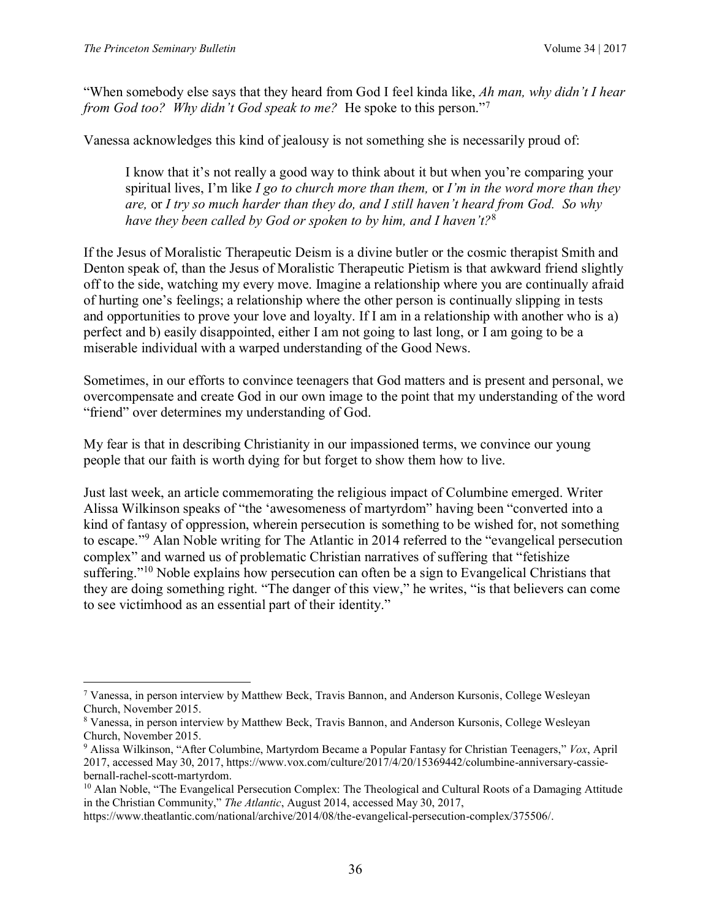"When somebody else says that they heard from God I feel kinda like, *Ah man, why didn't I hear from God too? Why didn't God speak to me?* He spoke to this person."[7]

Vanessa acknowledges this kind of jealousy is not something she is necessarily proud of:

> I know that it's not really a good way to think about it but when you're comparing your spiritual lives, I'm like *I go to church more than them,* or *I'm in the word more than they are,* or *I try so much harder than they do, and I still haven't heard from God. So why have they been called by God or spoken to by him, and I haven't?*[8]

If the Jesus of Moralistic Therapeutic Deism is a divine butler or the cosmic therapist Smith and Denton speak of, than the Jesus of Moralistic Therapeutic Pietism is that awkward friend slightly off to the side, watching my every move. Imagine a relationship where you are continually afraid of hurting one's feelings; a relationship where the other person is continually slipping in tests and opportunities to prove your love and loyalty. If I am in a relationship with another who is a) perfect and b) easily disappointed, either I am not going to last long, or I am going to be a miserable individual with a warped understanding of the Good News.

Sometimes, in our efforts to convince teenagers that God matters and is present and personal, we overcompensate and create God in our own image to the point that my understanding of the word "friend" over determines my understanding of God.

My fear is that in describing Christianity in our impassioned terms, we convince our young people that our faith is worth dying for but forget to show them how to live.

Just last week, an article commemorating the religious impact of Columbine emerged. Writer Alissa Wilkinson speaks of "the 'awesomeness of martyrdom" having been "converted into a kind of fantasy of oppression, wherein persecution is something to be wished for, not something to escape."[9] Alan Noble writing for The Atlantic in 2014 referred to the "evangelical persecution complex" and warned us of problematic Christian narratives of suffering that "fetishize suffering."[10] Noble explains how persecution can often be a sign to Evangelical Christians that they are doing something right. "The danger of this view," he writes, "is that believers can come to see victimhood as an essential part of their identity."

---

[7] Vanessa, in person interview by Matthew Beck, Travis Bannon, and Anderson Kursonis, College Wesleyan Church, November 2015.

[8] Vanessa, in person interview by Matthew Beck, Travis Bannon, and Anderson Kursonis, College Wesleyan Church, November 2015.

[9] Alissa Wilkinson, "After Columbine, Martyrdom Became a Popular Fantasy for Christian Teenagers," *Vox*, April 2017, accessed May 30, 2017, https://www.vox.com/culture/2017/4/20/15369442/columbine-anniversary-cassie-bernall-rachel-scott-martyrdom.

[10] Alan Noble, "The Evangelical Persecution Complex: The Theological and Cultural Roots of a Damaging Attitude in the Christian Community," *The Atlantic*, August 2014, accessed May 30, 2017, https://www.theatlantic.com/national/archive/2014/08/the-evangelical-persecution-complex/375506/.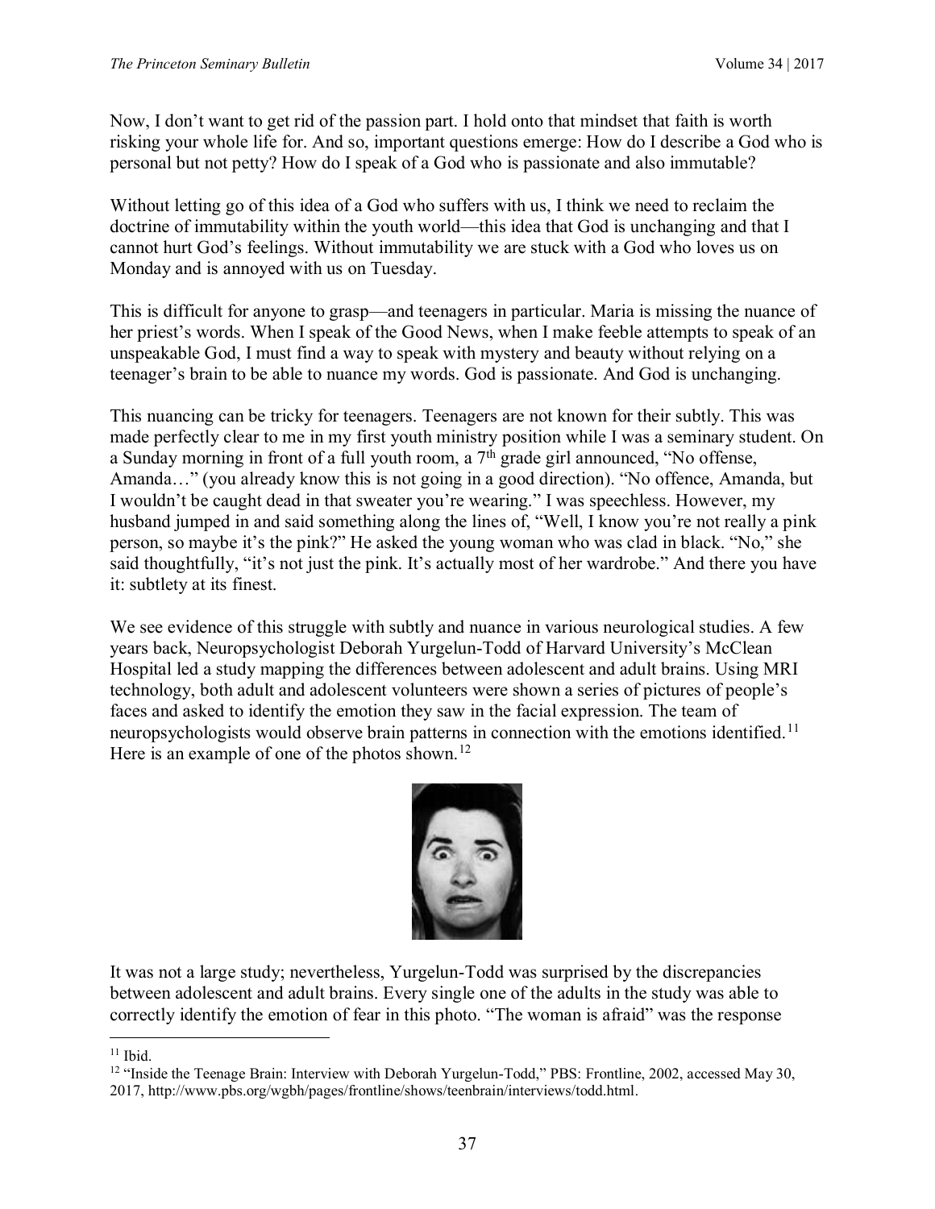Now, I don't want to get rid of the passion part. I hold onto that mindset that faith is worth risking your whole life for. And so, important questions emerge: How do I describe a God who is personal but not petty? How do I speak of a God who is passionate and also immutable?

Without letting go of this idea of a God who suffers with us, I think we need to reclaim the doctrine of immutability within the youth world—this idea that God is unchanging and that I cannot hurt God's feelings. Without immutability we are stuck with a God who loves us on Monday and is annoyed with us on Tuesday.

This is difficult for anyone to grasp—and teenagers in particular. Maria is missing the nuance of her priest's words. When I speak of the Good News, when I make feeble attempts to speak of an unspeakable God, I must find a way to speak with mystery and beauty without relying on a teenager's brain to be able to nuance my words. God is passionate. And God is unchanging.

This nuancing can be tricky for teenagers. Teenagers are not known for their subtly. This was made perfectly clear to me in my first youth ministry position while I was a seminary student. On a Sunday morning in front of a full youth room, a 7th grade girl announced, "No offense, Amanda…" (you already know this is not going in a good direction). "No offence, Amanda, but I wouldn't be caught dead in that sweater you're wearing." I was speechless. However, my husband jumped in and said something along the lines of, "Well, I know you're not really a pink person, so maybe it's the pink?" He asked the young woman who was clad in black. "No," she said thoughtfully, "it's not just the pink. It's actually most of her wardrobe." And there you have it: subtlety at its finest.

We see evidence of this struggle with subtly and nuance in various neurological studies. A few years back, Neuropsychologist Deborah Yurgelun-Todd of Harvard University's McClean Hospital led a study mapping the differences between adolescent and adult brains. Using MRI technology, both adult and adolescent volunteers were shown a series of pictures of people's faces and asked to identify the emotion they saw in the facial expression. The team of neuropsychologists would observe brain patterns in connection with the emotions identified.[11] Here is an example of one of the photos shown.[12]

It was not a large study; nevertheless, Yurgelun-Todd was surprised by the discrepancies between adolescent and adult brains. Every single one of the adults in the study was able to correctly identify the emotion of fear in this photo. "The woman is afraid" was the response

---

[11] Ibid.

[12] "Inside the Teenage Brain: Interview with Deborah Yurgelun-Todd," PBS: Frontline, 2002, accessed May 30, 2017, http://www.pbs.org/wgbh/pages/frontline/shows/teenbrain/interviews/todd.html.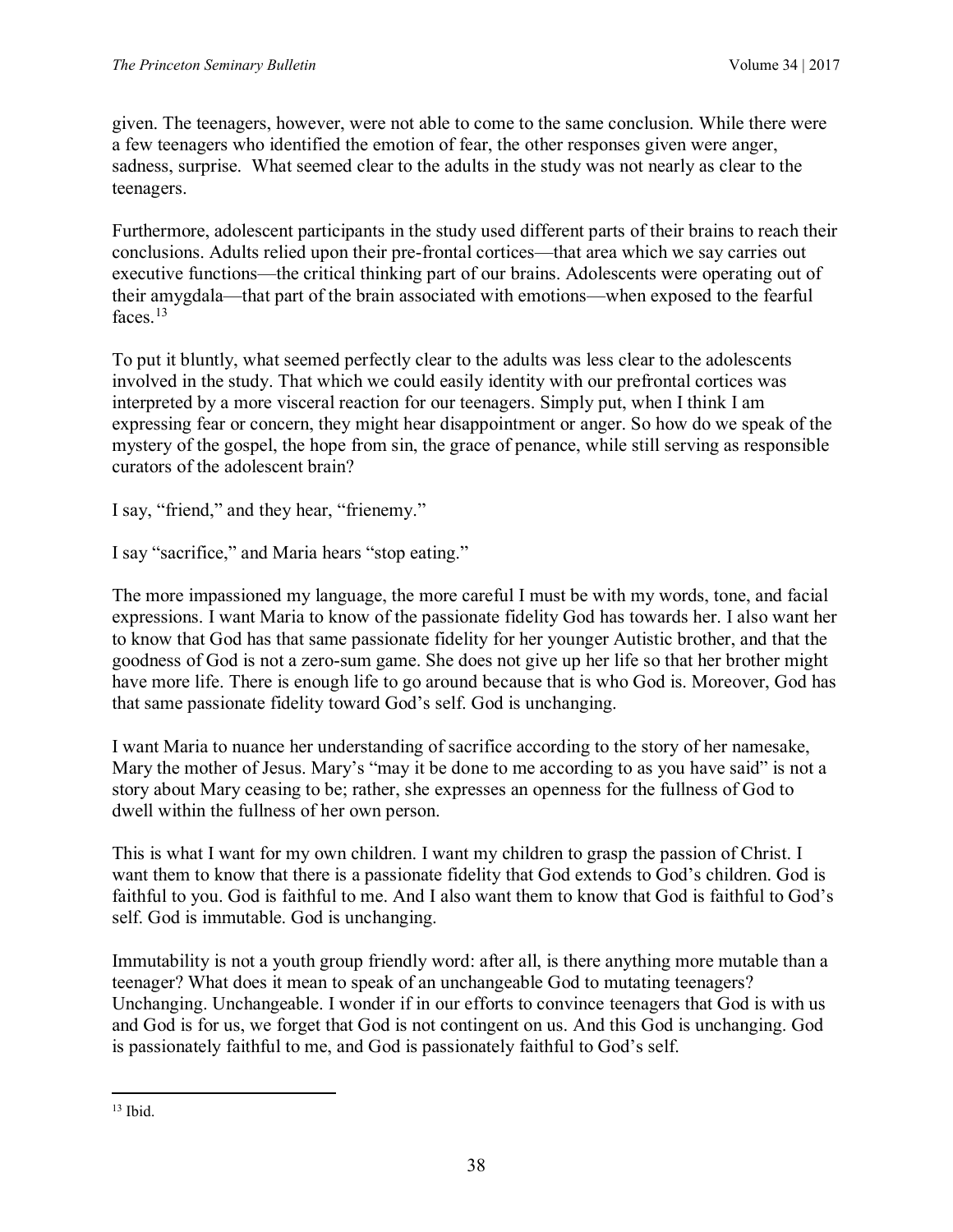given. The teenagers, however, were not able to come to the same conclusion. While there were a few teenagers who identified the emotion of fear, the other responses given were anger, sadness, surprise. What seemed clear to the adults in the study was not nearly as clear to the teenagers.

Furthermore, adolescent participants in the study used different parts of their brains to reach their conclusions. Adults relied upon their pre-frontal cortices—that area which we say carries out executive functions—the critical thinking part of our brains. Adolescents were operating out of their amygdala—that part of the brain associated with emotions—when exposed to the fearful faces.[13]

To put it bluntly, what seemed perfectly clear to the adults was less clear to the adolescents involved in the study. That which we could easily identity with our prefrontal cortices was interpreted by a more visceral reaction for our teenagers. Simply put, when I think I am expressing fear or concern, they might hear disappointment or anger. So how do we speak of the mystery of the gospel, the hope from sin, the grace of penance, while still serving as responsible curators of the adolescent brain?

I say, "friend," and they hear, "frienemy."

I say "sacrifice," and Maria hears "stop eating."

The more impassioned my language, the more careful I must be with my words, tone, and facial expressions. I want Maria to know of the passionate fidelity God has towards her. I also want her to know that God has that same passionate fidelity for her younger Autistic brother, and that the goodness of God is not a zero-sum game. She does not give up her life so that her brother might have more life. There is enough life to go around because that is who God is. Moreover, God has that same passionate fidelity toward God's self. God is unchanging.

I want Maria to nuance her understanding of sacrifice according to the story of her namesake, Mary the mother of Jesus. Mary's "may it be done to me according to as you have said" is not a story about Mary ceasing to be; rather, she expresses an openness for the fullness of God to dwell within the fullness of her own person.

This is what I want for my own children. I want my children to grasp the passion of Christ. I want them to know that there is a passionate fidelity that God extends to God's children. God is faithful to you. God is faithful to me. And I also want them to know that God is faithful to God's self. God is immutable. God is unchanging.

Immutability is not a youth group friendly word: after all, is there anything more mutable than a teenager? What does it mean to speak of an unchangeable God to mutating teenagers? Unchanging. Unchangeable. I wonder if in our efforts to convince teenagers that God is with us and God is for us, we forget that God is not contingent on us. And this God is unchanging. God is passionately faithful to me, and God is passionately faithful to God's self.

---

[13] Ibid.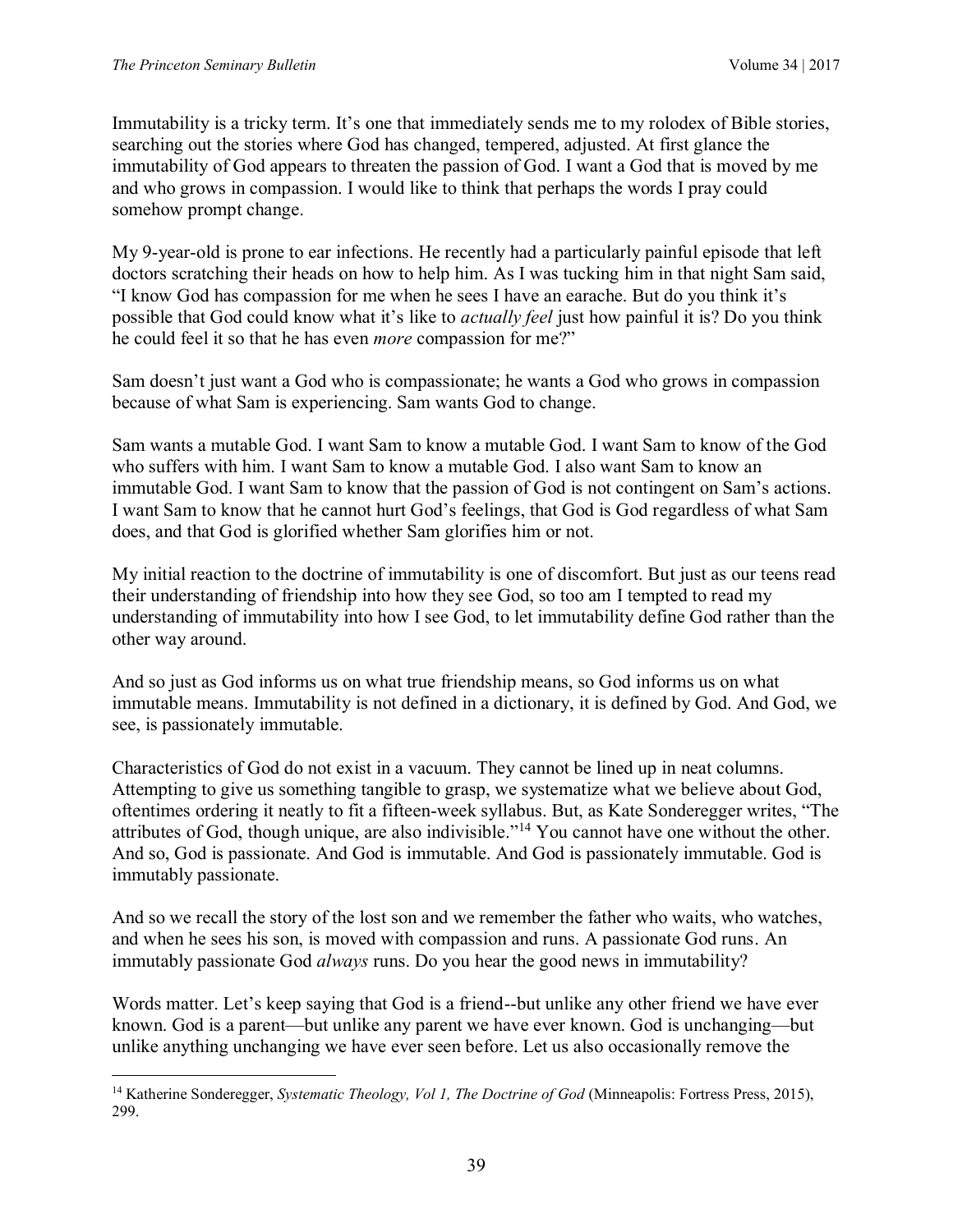Immutability is a tricky term. It's one that immediately sends me to my rolodex of Bible stories, searching out the stories where God has changed, tempered, adjusted. At first glance the immutability of God appears to threaten the passion of God. I want a God that is moved by me and who grows in compassion. I would like to think that perhaps the words I pray could somehow prompt change.

My 9-year-old is prone to ear infections. He recently had a particularly painful episode that left doctors scratching their heads on how to help him. As I was tucking him in that night Sam said, "I know God has compassion for me when he sees I have an earache. But do you think it's possible that God could know what it's like to *actually feel* just how painful it is? Do you think he could feel it so that he has even *more* compassion for me?"

Sam doesn't just want a God who is compassionate; he wants a God who grows in compassion because of what Sam is experiencing. Sam wants God to change.

Sam wants a mutable God. I want Sam to know a mutable God. I want Sam to know of the God who suffers with him. I want Sam to know a mutable God. I also want Sam to know an immutable God. I want Sam to know that the passion of God is not contingent on Sam's actions. I want Sam to know that he cannot hurt God's feelings, that God is God regardless of what Sam does, and that God is glorified whether Sam glorifies him or not.

My initial reaction to the doctrine of immutability is one of discomfort. But just as our teens read their understanding of friendship into how they see God, so too am I tempted to read my understanding of immutability into how I see God, to let immutability define God rather than the other way around.

And so just as God informs us on what true friendship means, so God informs us on what immutable means. Immutability is not defined in a dictionary, it is defined by God. And God, we see, is passionately immutable.

Characteristics of God do not exist in a vacuum. They cannot be lined up in neat columns. Attempting to give us something tangible to grasp, we systematize what we believe about God, oftentimes ordering it neatly to fit a fifteen-week syllabus. But, as Kate Sonderegger writes, "The attributes of God, though unique, are also indivisible."[14] You cannot have one without the other. And so, God is passionate. And God is immutable. And God is passionately immutable. God is immutably passionate.

And so we recall the story of the lost son and we remember the father who waits, who watches, and when he sees his son, is moved with compassion and runs. A passionate God runs. An immutably passionate God *always* runs. Do you hear the good news in immutability?

Words matter. Let's keep saying that God is a friend--but unlike any other friend we have ever known. God is a parent—but unlike any parent we have ever known. God is unchanging—but unlike anything unchanging we have ever seen before. Let us also occasionally remove the

---

[14] Katherine Sonderegger, *Systematic Theology, Vol 1, The Doctrine of God* (Minneapolis: Fortress Press, 2015), 299.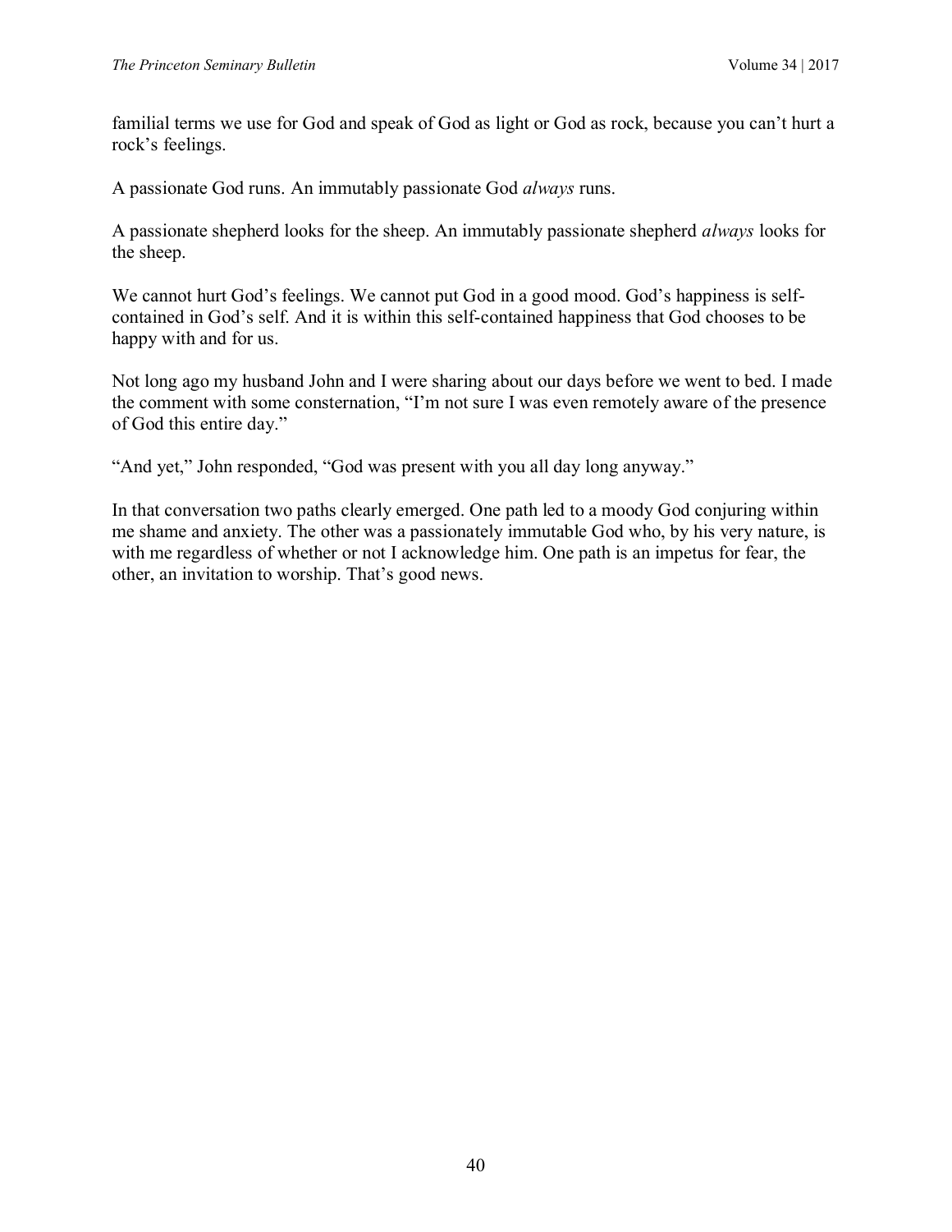familial terms we use for God and speak of God as light or God as rock, because you can't hurt a rock's feelings.

A passionate God runs. An immutably passionate God *always* runs.

A passionate shepherd looks for the sheep. An immutably passionate shepherd *always* looks for the sheep.

We cannot hurt God's feelings. We cannot put God in a good mood. God's happiness is self-contained in God's self. And it is within this self-contained happiness that God chooses to be happy with and for us.

Not long ago my husband John and I were sharing about our days before we went to bed. I made the comment with some consternation, "I'm not sure I was even remotely aware of the presence of God this entire day."

"And yet," John responded, "God was present with you all day long anyway."

In that conversation two paths clearly emerged. One path led to a moody God conjuring within me shame and anxiety. The other was a passionately immutable God who, by his very nature, is with me regardless of whether or not I acknowledge him. One path is an impetus for fear, the other, an invitation to worship. That's good news.